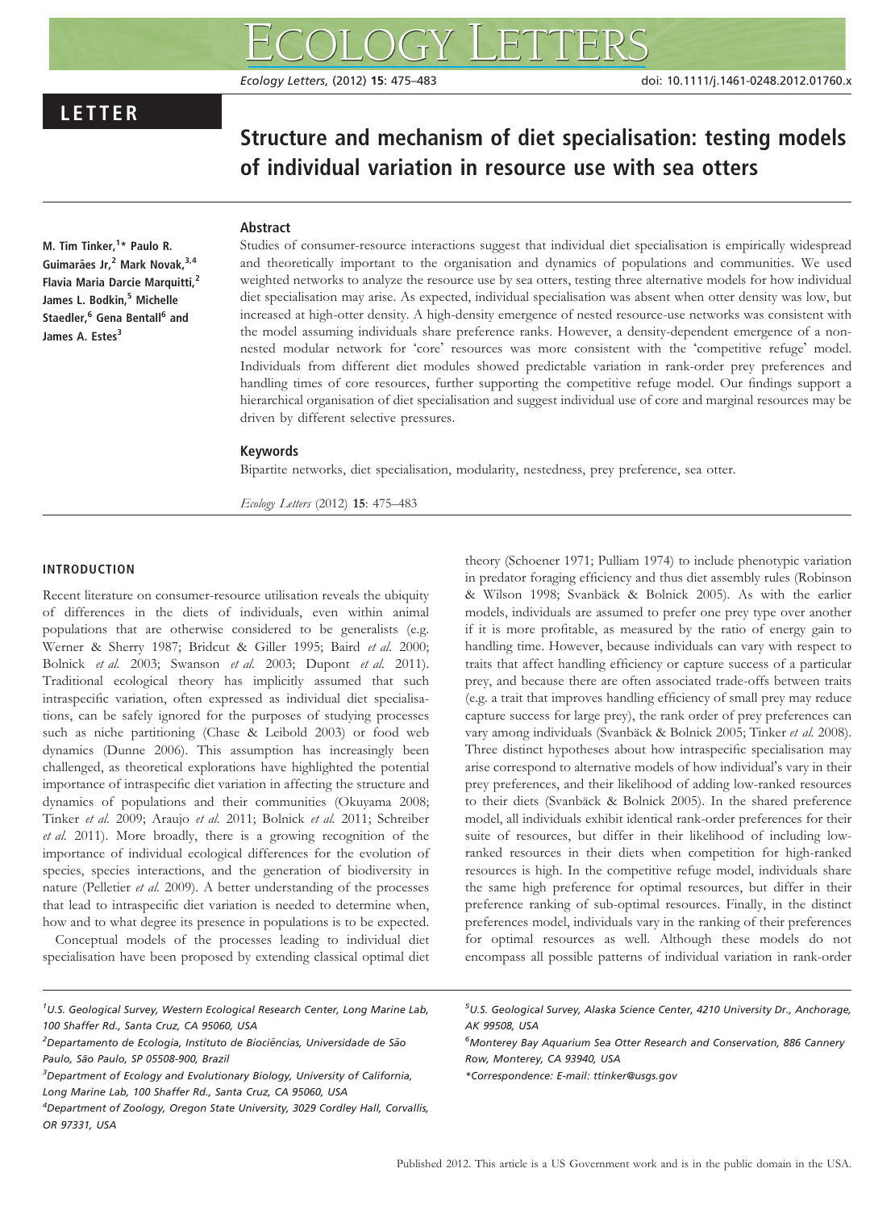LETTER

# Structure and mechanism of diet specialisation: testing models of individual variation in resource use with sea otters

M. Tim Tinker,[1]* Paulo R. Guimarães Jr,[2] Mark Novak,[3,4] Flavia Maria Darcie Marquitti,[2] James L. Bodkin,[5] Michelle Staedler,[6] Gena Bentall[6] and James A. Estes[3]

## Abstract

Studies of consumer-resource interactions suggest that individual diet specialisation is empirically widespread and theoretically important to the organisation and dynamics of populations and communities. We used weighted networks to analyze the resource use by sea otters, testing three alternative models for how individual diet specialisation may arise. As expected, individual specialisation was absent when otter density was low, but increased at high-otter density. A high-density emergence of nested resource-use networks was consistent with the model assuming individuals share preference ranks. However, a density-dependent emergence of a non-nested modular network for 'core' resources was more consistent with the 'competitive refuge' model. Individuals from different diet modules showed predictable variation in rank-order prey preferences and handling times of core resources, further supporting the competitive refuge model. Our findings support a hierarchical organisation of diet specialisation and suggest individual use of core and marginal resources may be driven by different selective pressures.

### Keywords

Bipartite networks, diet specialisation, modularity, nestedness, prey preference, sea otter.

*Ecology Letters* (2012) **15**: 475–483

## INTRODUCTION

Recent literature on consumer-resource utilisation reveals the ubiquity of differences in the diets of individuals, even within animal populations that are otherwise considered to be generalists (e.g. Werner & Sherry 1987; Bridcut & Giller 1995; Baird *et al.* 2000; Bolnick *et al.* 2003; Swanson *et al.* 2003; Dupont *et al.* 2011). Traditional ecological theory has implicitly assumed that such intraspecific variation, often expressed as individual diet specialisations, can be safely ignored for the purposes of studying processes such as niche partitioning (Chase & Leibold 2003) or food web dynamics (Dunne 2006). This assumption has increasingly been challenged, as theoretical explorations have highlighted the potential importance of intraspecific diet variation in affecting the structure and dynamics of populations and their communities (Okuyama 2008; Tinker *et al.* 2009; Araujo *et al.* 2011; Bolnick *et al.* 2011; Schreiber *et al.* 2011). More broadly, there is a growing recognition of the importance of individual ecological differences for the evolution of species, species interactions, and the generation of biodiversity in nature (Pelletier *et al.* 2009). A better understanding of the processes that lead to intraspecific diet variation is needed to determine when, how and to what degree its presence in populations is to be expected.

Conceptual models of the processes leading to individual diet specialisation have been proposed by extending classical optimal diet theory (Schoener 1971; Pulliam 1974) to include phenotypic variation in predator foraging efficiency and thus diet assembly rules (Robinson & Wilson 1998; Svanbäck & Bolnick 2005). As with the earlier models, individuals are assumed to prefer one prey type over another if it is more profitable, as measured by the ratio of energy gain to handling time. However, because individuals can vary with respect to traits that affect handling efficiency or capture success of a particular prey, and because there are often associated trade-offs between traits (e.g. a trait that improves handling efficiency of small prey may reduce capture success for large prey), the rank order of prey preferences can vary among individuals (Svanbäck & Bolnick 2005; Tinker *et al.* 2008). Three distinct hypotheses about how intraspecific specialisation may arise correspond to alternative models of how individual's vary in their prey preferences, and their likelihood of adding low-ranked resources to their diets (Svanbäck & Bolnick 2005). In the shared preference model, all individuals exhibit identical rank-order preferences for their suite of resources, but differ in their likelihood of including low-ranked resources in their diets when competition for high-ranked resources is high. In the competitive refuge model, individuals share the same high preference for optimal resources, but differ in their preference ranking of sub-optimal resources. Finally, in the distinct preferences model, individuals vary in the ranking of their preferences for optimal resources as well. Although these models do not encompass all possible patterns of individual variation in rank-order

[1]U.S. Geological Survey, Western Ecological Research Center, Long Marine Lab, 100 Shaffer Rd., Santa Cruz, CA 95060, USA
[2]Departamento de Ecologia, Instituto de Biociências, Universidade de São Paulo, São Paulo, SP 05508-900, Brazil
[3]Department of Ecology and Evolutionary Biology, University of California, Long Marine Lab, 100 Shaffer Rd., Santa Cruz, CA 95060, USA
[4]Department of Zoology, Oregon State University, 3029 Cordley Hall, Corvallis, OR 97331, USA
[5]U.S. Geological Survey, Alaska Science Center, 4210 University Dr., Anchorage, AK 99508, USA
[6]Monterey Bay Aquarium Sea Otter Research and Conservation, 886 Cannery Row, Monterey, CA 93940, USA
*Correspondence: E-mail: ttinker@usgs.gov

Published 2012. This article is a US Government work and is in the public domain in the USA.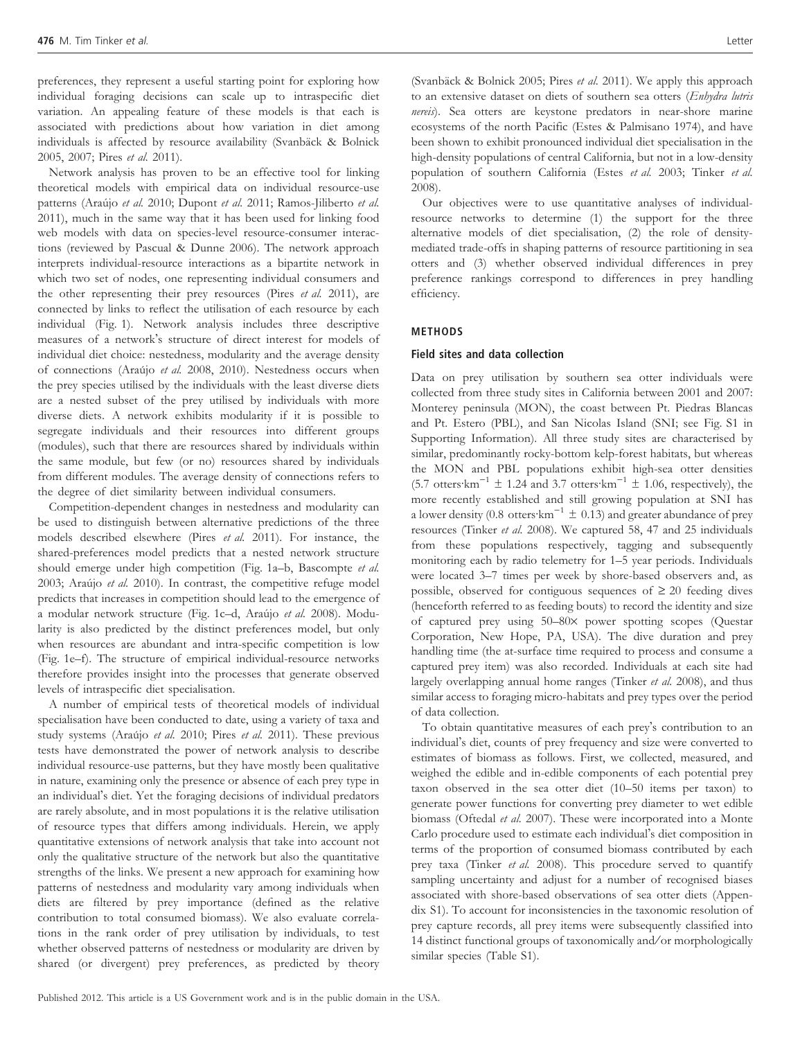preferences, they represent a useful starting point for exploring how individual foraging decisions can scale up to intraspecific diet variation. An appealing feature of these models is that each is associated with predictions about how variation in diet among individuals is affected by resource availability (Svanbäck & Bolnick 2005, 2007; Pires *et al.* 2011).

Network analysis has proven to be an effective tool for linking theoretical models with empirical data on individual resource-use patterns (Araújo *et al.* 2010; Dupont *et al.* 2011; Ramos-Jiliberto *et al.* 2011), much in the same way that it has been used for linking food web models with data on species-level resource-consumer interactions (reviewed by Pascual & Dunne 2006). The network approach interprets individual-resource interactions as a bipartite network in which two set of nodes, one representing individual consumers and the other representing their prey resources (Pires *et al.* 2011), are connected by links to reflect the utilisation of each resource by each individual (Fig. 1). Network analysis includes three descriptive measures of a network's structure of direct interest for models of individual diet choice: nestedness, modularity and the average density of connections (Araújo *et al.* 2008, 2010). Nestedness occurs when the prey species utilised by the individuals with the least diverse diets are a nested subset of the prey utilised by individuals with more diverse diets. A network exhibits modularity if it is possible to segregate individuals and their resources into different groups (modules), such that there are resources shared by individuals within the same module, but few (or no) resources shared by individuals from different modules. The average density of connections refers to the degree of diet similarity between individual consumers.

Competition-dependent changes in nestedness and modularity can be used to distinguish between alternative predictions of the three models described elsewhere (Pires *et al.* 2011). For instance, the shared-preferences model predicts that a nested network structure should emerge under high competition (Fig. 1a–b, Bascompte *et al.* 2003; Araújo *et al.* 2010). In contrast, the competitive refuge model predicts that increases in competition should lead to the emergence of a modular network structure (Fig. 1c–d, Araújo *et al.* 2008). Modularity is also predicted by the distinct preferences model, but only when resources are abundant and intra-specific competition is low (Fig. 1e–f). The structure of empirical individual-resource networks therefore provides insight into the processes that generate observed levels of intraspecific diet specialisation.

A number of empirical tests of theoretical models of individual specialisation have been conducted to date, using a variety of taxa and study systems (Araújo *et al.* 2010; Pires *et al.* 2011). These previous tests have demonstrated the power of network analysis to describe individual resource-use patterns, but they have mostly been qualitative in nature, examining only the presence or absence of each prey type in an individual's diet. Yet the foraging decisions of individual predators are rarely absolute, and in most populations it is the relative utilisation of resource types that differs among individuals. Herein, we apply quantitative extensions of network analysis that take into account not only the qualitative structure of the network but also the quantitative strengths of the links. We present a new approach for examining how patterns of nestedness and modularity vary among individuals when diets are filtered by prey importance (defined as the relative contribution to total consumed biomass). We also evaluate correlations in the rank order of prey utilisation by individuals, to test whether observed patterns of nestedness or modularity are driven by shared (or divergent) prey preferences, as predicted by theory (Svanbäck & Bolnick 2005; Pires *et al.* 2011). We apply this approach to an extensive dataset on diets of southern sea otters (*Enhydra lutris nereis*). Sea otters are keystone predators in near-shore marine ecosystems of the north Pacific (Estes & Palmisano 1974), and have been shown to exhibit pronounced individual diet specialisation in the high-density populations of central California, but not in a low-density population of southern California (Estes *et al.* 2003; Tinker *et al.* 2008).

Our objectives were to use quantitative analyses of individual-resource networks to determine (1) the support for the three alternative models of diet specialisation, (2) the role of density-mediated trade-offs in shaping patterns of resource partitioning in sea otters and (3) whether observed individual differences in prey preference rankings correspond to differences in prey handling efficiency.

## METHODS

### Field sites and data collection

Data on prey utilisation by southern sea otter individuals were collected from three study sites in California between 2001 and 2007: Monterey peninsula (MON), the coast between Pt. Piedras Blancas and Pt. Estero (PBL), and San Nicolas Island (SNI; see Fig. S1 in Supporting Information). All three study sites are characterised by similar, predominantly rocky-bottom kelp-forest habitats, but whereas the MON and PBL populations exhibit high-sea otter densities (5.7 otters·km$^{-1}$ ± 1.24 and 3.7 otters·km$^{-1}$ ± 1.06, respectively), the more recently established and still growing population at SNI has a lower density (0.8 otters·km$^{-1}$ ± 0.13) and greater abundance of prey resources (Tinker *et al.* 2008). We captured 58, 47 and 25 individuals from these populations respectively, tagging and subsequently monitoring each by radio telemetry for 1–5 year periods. Individuals were located 3–7 times per week by shore-based observers and, as possible, observed for contiguous sequences of ≥ 20 feeding dives (henceforth referred to as feeding bouts) to record the identity and size of captured prey using 50–80× power spotting scopes (Questar Corporation, New Hope, PA, USA). The dive duration and prey handling time (the at-surface time required to process and consume a captured prey item) was also recorded. Individuals at each site had largely overlapping annual home ranges (Tinker *et al.* 2008), and thus similar access to foraging micro-habitats and prey types over the period of data collection.

To obtain quantitative measures of each prey's contribution to an individual's diet, counts of prey frequency and size were converted to estimates of biomass as follows. First, we collected, measured, and weighed the edible and in-edible components of each potential prey taxon observed in the sea otter diet (10–50 items per taxon) to generate power functions for converting prey diameter to wet edible biomass (Oftedal *et al.* 2007). These were incorporated into a Monte Carlo procedure used to estimate each individual's diet composition in terms of the proportion of consumed biomass contributed by each prey taxa (Tinker *et al.* 2008). This procedure served to quantify sampling uncertainty and adjust for a number of recognised biases associated with shore-based observations of sea otter diets (Appendix S1). To account for inconsistencies in the taxonomic resolution of prey capture records, all prey items were subsequently classified into 14 distinct functional groups of taxonomically and/or morphologically similar species (Table S1).

Published 2012. This article is a US Government work and is in the public domain in the USA.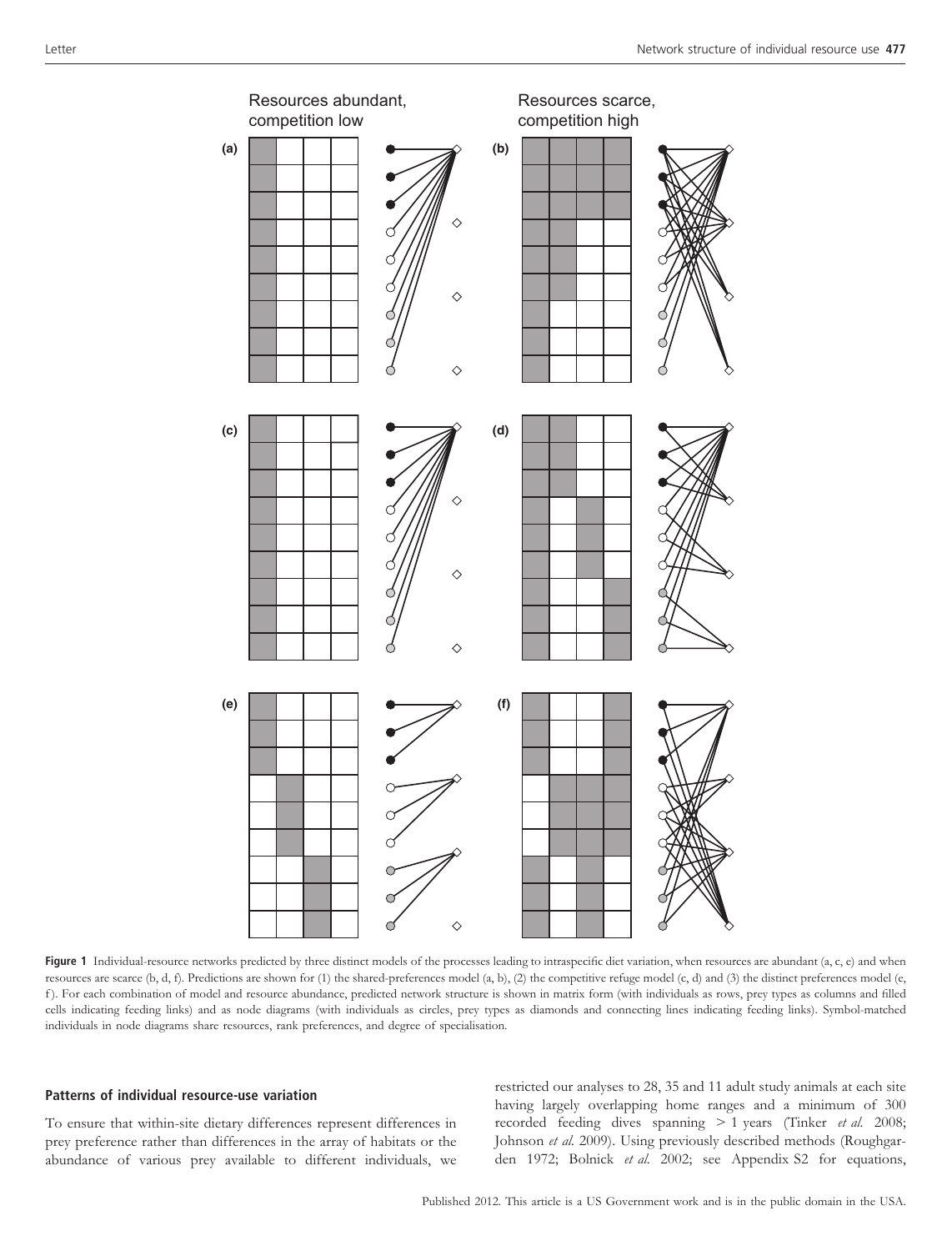Resources abundant, competition low

Resources scarce, competition high

**Figure 1** Individual-resource networks predicted by three distinct models of the processes leading to intraspecific diet variation, when resources are abundant (a, c, e) and when resources are scarce (b, d, f). Predictions are shown for (1) the shared-preferences model (a, b), (2) the competitive refuge model (c, d) and (3) the distinct preferences model (e, f). For each combination of model and resource abundance, predicted network structure is shown in matrix form (with individuals as rows, prey types as columns and filled cells indicating feeding links) and as node diagrams (with individuals as circles, prey types as diamonds and connecting lines indicating feeding links). Symbol-matched individuals in node diagrams share resources, rank preferences, and degree of specialisation.

## Patterns of individual resource-use variation

To ensure that within-site dietary differences represent differences in prey preference rather than differences in the array of habitats or the abundance of various prey available to different individuals, we restricted our analyses to 28, 35 and 11 adult study animals at each site having largely overlapping home ranges and a minimum of 300 recorded feeding dives spanning > 1 years (Tinker *et al.* 2008; Johnson *et al.* 2009). Using previously described methods (Roughgarden 1972; Bolnick *et al.* 2002; see Appendix S2 for equations,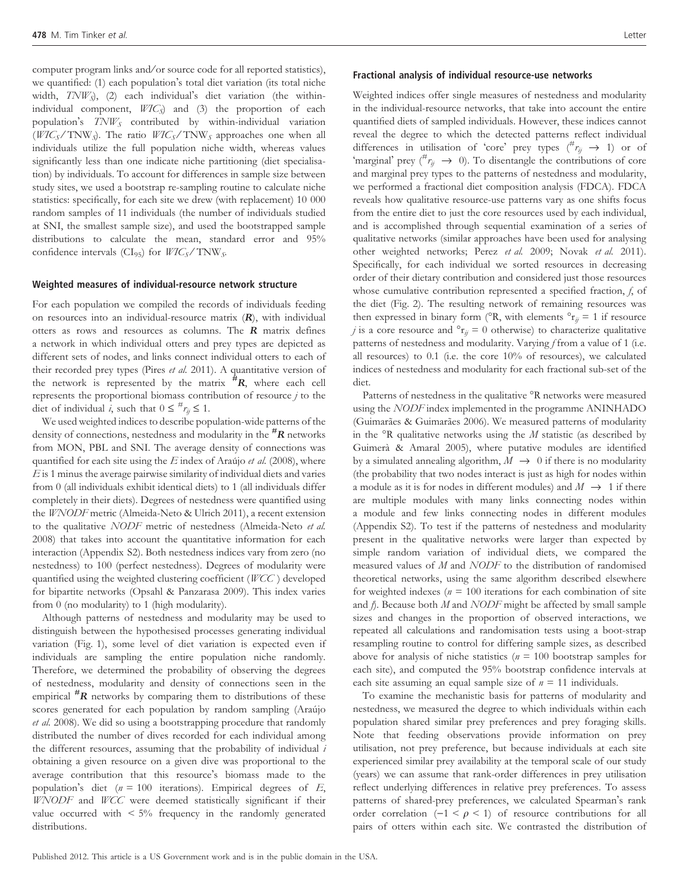computer program links and/or source code for all reported statistics), we quantified: (1) each population's total diet variation (its total niche width, $TNW_S$), (2) each individual's diet variation (the within-individual component, $WIC_S$) and (3) the proportion of each population's $TNW_S$ contributed by within-individual variation ($WIC_S$/ $TNW_S$). The ratio $WIC_S$/ $TNW_S$ approaches one when all individuals utilize the full population niche width, whereas values significantly less than one indicate niche partitioning (diet specialisation) by individuals. To account for differences in sample size between study sites, we used a bootstrap re-sampling routine to calculate niche statistics: specifically, for each site we drew (with replacement) 10 000 random samples of 11 individuals (the number of individuals studied at SNI, the smallest sample size), and used the bootstrapped sample distributions to calculate the mean, standard error and 95% confidence intervals ($CI_{95}$) for $WIC_S$/ $TNW_S$.

### Weighted measures of individual-resource network structure

For each population we compiled the records of individuals feeding on resources into an individual-resource matrix (***R***), with individual otters as rows and resources as columns. The ***R*** matrix defines a network in which individual otters and prey types are depicted as different sets of nodes, and links connect individual otters to each of their recorded prey types (Pires *et al.* 2011). A quantitative version of the network is represented by the matrix $^{\#}\boldsymbol{R}$, where each cell represents the proportional biomass contribution of resource $j$ to the diet of individual $i$, such that $0 \leq {}^{\#}r_{ij} \leq 1$.

We used weighted indices to describe population-wide patterns of the density of connections, nestedness and modularity in the $^{\#}\boldsymbol{R}$ networks from MON, PBL and SNI. The average density of connections was quantified for each site using the $E$ index of Araújo *et al.* (2008), where $E$ is 1 minus the average pairwise similarity of individual diets and varies from 0 (all individuals exhibit identical diets) to 1 (all individuals differ completely in their diets). Degrees of nestedness were quantified using the *WNODF* metric (Almeida-Neto & Ulrich 2011), a recent extension to the qualitative *NODF* metric of nestedness (Almeida-Neto *et al.* 2008) that takes into account the quantitative information for each interaction (Appendix S2). Both nestedness indices vary from zero (no nestedness) to 100 (perfect nestedness). Degrees of modularity were quantified using the weighted clustering coefficient (*WCC* ) developed for bipartite networks (Opsahl & Panzarasa 2009). This index varies from 0 (no modularity) to 1 (high modularity).

Although patterns of nestedness and modularity may be used to distinguish between the hypothesised processes generating individual variation (Fig. 1), some level of diet variation is expected even if individuals are sampling the entire population niche randomly. Therefore, we determined the probability of observing the degrees of nestedness, modularity and density of connections seen in the empirical $^{\#}\boldsymbol{R}$ networks by comparing them to distributions of these scores generated for each population by random sampling (Araújo *et al.* 2008). We did so using a bootstrapping procedure that randomly distributed the number of dives recorded for each individual among the different resources, assuming that the probability of individual $i$ obtaining a given resource on a given dive was proportional to the average contribution that this resource's biomass made to the population's diet ($n$ = 100 iterations). Empirical degrees of $E$, *WNODF* and *WCC* were deemed statistically significant if their value occurred with < 5% frequency in the randomly generated distributions.

### Fractional analysis of individual resource-use networks

Weighted indices offer single measures of nestedness and modularity in the individual-resource networks, that take into account the entire quantified diets of sampled individuals. However, these indices cannot reveal the degree to which the detected patterns reflect individual differences in utilisation of 'core' prey types ($^{\#}r_{ij} \rightarrow 1$) or of 'marginal' prey ($^{\#}r_{ij} \rightarrow 0$). To disentangle the contributions of core and marginal prey types to the patterns of nestedness and modularity, we performed a fractional diet composition analysis (FDCA). FDCA reveals how qualitative resource-use patterns vary as one shifts focus from the entire diet to just the core resources used by each individual, and is accomplished through sequential examination of a series of qualitative networks (similar approaches have been used for analysing other weighted networks; Perez *et al.* 2009; Novak *et al.* 2011). Specifically, for each individual we sorted resources in decreasing order of their dietary contribution and considered just those resources whose cumulative contribution represented a specified fraction, $f$, of the diet (Fig. 2). The resulting network of remaining resources was then expressed in binary form ($^{\circ}$R, with elements $^{\circ}r_{ij} = 1$ if resource $j$ is a core resource and $^{\circ}r_{ij} = 0$ otherwise) to characterize qualitative patterns of nestedness and modularity. Varying $f$ from a value of 1 (i.e. all resources) to 0.1 (i.e. the core 10% of resources), we calculated indices of nestedness and modularity for each fractional sub-set of the diet.

Patterns of nestedness in the qualitative $^{\circ}$R networks were measured using the *NODF* index implemented in the programme ANINHADO (Guimarães & Guimarães 2006). We measured patterns of modularity in the $^{\circ}$R qualitative networks using the $M$ statistic (as described by Guimerà & Amaral 2005), where putative modules are identified by a simulated annealing algorithm, $M \rightarrow 0$ if there is no modularity (the probability that two nodes interact is just as high for nodes within a module as it is for nodes in different modules) and $M \rightarrow 1$ if there are multiple modules with many links connecting nodes within a module and few links connecting nodes in different modules (Appendix S2). To test if the patterns of nestedness and modularity present in the qualitative networks were larger than expected by simple random variation of individual diets, we compared the measured values of $M$ and *NODF* to the distribution of randomised theoretical networks, using the same algorithm described elsewhere for weighted indexes ($n$ = 100 iterations for each combination of site and $f$). Because both $M$ and *NODF* might be affected by small sample sizes and changes in the proportion of observed interactions, we repeated all calculations and randomisation tests using a boot-strap resampling routine to control for differing sample sizes, as described above for analysis of niche statistics ($n$ = 100 bootstrap samples for each site), and computed the 95% bootstrap confidence intervals at each site assuming an equal sample size of $n$ = 11 individuals.

To examine the mechanistic basis for patterns of modularity and nestedness, we measured the degree to which individuals within each population shared similar prey preferences and prey foraging skills. Note that feeding observations provide information on prey utilisation, not prey preference, but because individuals at each site experienced similar prey availability at the temporal scale of our study (years) we can assume that rank-order differences in prey utilisation reflect underlying differences in relative prey preferences. To assess patterns of shared-prey preferences, we calculated Spearman's rank order correlation ($-1 < \rho < 1$) of resource contributions for all pairs of otters within each site. We contrasted the distribution of

Published 2012. This article is a US Government work and is in the public domain in the USA.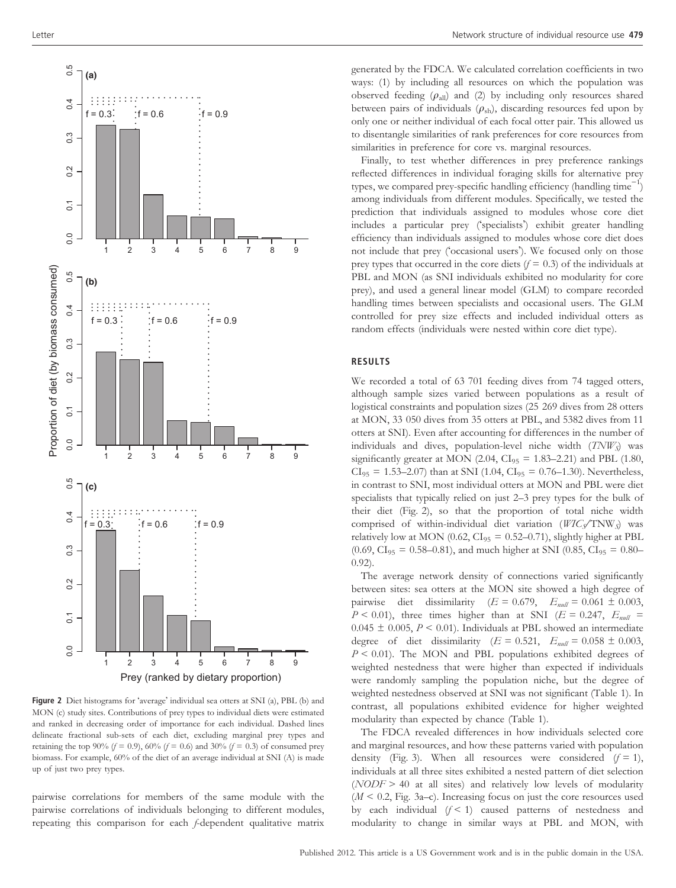Figure 2 Diet histograms for 'average' individual sea otters at SNI (a), PBL (b) and MON (c) study sites. Contributions of prey types to individual diets were estimated and ranked in decreasing order of importance for each individual. Dashed lines delineate fractional sub-sets of each diet, excluding marginal prey types and retaining the top 90% ($f = 0.9$), 60% ($f = 0.6$) and 30% ($f = 0.3$) of consumed prey biomass. For example, 60% of the diet of an average individual at SNI (A) is made up of just two prey types.

pairwise correlations for members of the same module with the pairwise correlations of individuals belonging to different modules, repeating this comparison for each $f$-dependent qualitative matrix generated by the FDCA. We calculated correlation coefficients in two ways: (1) by including all resources on which the population was observed feeding ($\rho_{all}$) and (2) by including only resources shared between pairs of individuals ($\rho_{sh}$), discarding resources fed upon by only one or neither individual of each focal otter pair. This allowed us to disentangle similarities of rank preferences for core resources from similarities in preference for core vs. marginal resources.

Finally, to test whether differences in prey preference rankings reflected differences in individual foraging skills for alternative prey types, we compared prey-specific handling efficiency (handling time$^{-1}$) among individuals from different modules. Specifically, we tested the prediction that individuals assigned to modules whose core diet includes a particular prey ('specialists') exhibit greater handling efficiency than individuals assigned to modules whose core diet does not include that prey ('occasional users'). We focused only on those prey types that occurred in the core diets ($f = 0.3$) of the individuals at PBL and MON (as SNI individuals exhibited no modularity for core prey), and used a general linear model (GLM) to compare recorded handling times between specialists and occasional users. The GLM controlled for prey size effects and included individual otters as random effects (individuals were nested within core diet type).

## RESULTS

We recorded a total of 63 701 feeding dives from 74 tagged otters, although sample sizes varied between populations as a result of logistical constraints and population sizes (25 269 dives from 28 otters at MON, 33 050 dives from 35 otters at PBL, and 5382 dives from 11 otters at SNI). Even after accounting for differences in the number of individuals and dives, population-level niche width ($TNW_S$) was significantly greater at MON (2.04, $CI_{95}$ = 1.83–2.21) and PBL (1.80, $CI_{95}$ = 1.53–2.07) than at SNI (1.04, $CI_{95}$ = 0.76–1.30). Nevertheless, in contrast to SNI, most individual otters at MON and PBL were diet specialists that typically relied on just 2–3 prey types for the bulk of their diet (Fig. 2), so that the proportion of total niche width comprised of within-individual diet variation ($WIC_S$/$TNW_S$) was relatively low at MON (0.62, $CI_{95}$ = 0.52–0.71), slightly higher at PBL (0.69, $CI_{95}$ = 0.58–0.81), and much higher at SNI (0.85, $CI_{95}$ = 0.80–0.92).

The average network density of connections varied significantly between sites: sea otters at the MON site showed a high degree of pairwise diet dissimilarity ($E = 0.679$, $E_{null} = 0.061 \pm 0.003$, $P < 0.01$), three times higher than at SNI ($E = 0.247$, $E_{null} = 0.045 \pm 0.005$, $P < 0.01$). Individuals at PBL showed an intermediate degree of diet dissimilarity ($E = 0.521$, $E_{null} = 0.058 \pm 0.003$, $P < 0.01$). The MON and PBL populations exhibited degrees of weighted nestedness that were higher than expected if individuals were randomly sampling the population niche, but the degree of weighted nestedness observed at SNI was not significant (Table 1). In contrast, all populations exhibited evidence for higher weighted modularity than expected by chance (Table 1).

The FDCA revealed differences in how individuals selected core and marginal resources, and how these patterns varied with population density (Fig. 3). When all resources were considered ($f = 1$), individuals at all three sites exhibited a nested pattern of diet selection ($NODF > 40$ at all sites) and relatively low levels of modularity ($M < 0.2$, Fig. 3a–c). Increasing focus on just the core resources used by each individual ($f < 1$) caused patterns of nestedness and modularity to change in similar ways at PBL and MON, with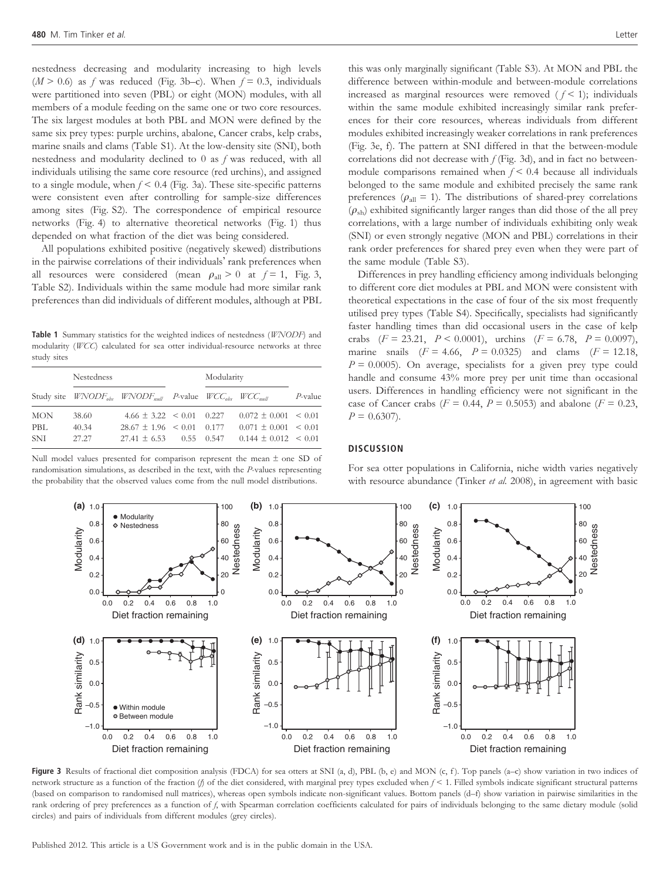nestedness decreasing and modularity increasing to high levels ($M > 0.6$) as $f$ was reduced (Fig. 3b–c). When $f = 0.3$, individuals were partitioned into seven (PBL) or eight (MON) modules, with all members of a module feeding on the same one or two core resources. The six largest modules at both PBL and MON were defined by the same six prey types: purple urchins, abalone, Cancer crabs, kelp crabs, marine snails and clams (Table S1). At the low-density site (SNI), both nestedness and modularity declined to 0 as $f$ was reduced, with all individuals utilising the same core resource (red urchins), and assigned to a single module, when $f < 0.4$ (Fig. 3a). These site-specific patterns were consistent even after controlling for sample-size differences among sites (Fig. S2). The correspondence of empirical resource networks (Fig. 4) to alternative theoretical networks (Fig. 1) thus depended on what fraction of the diet was being considered.

All populations exhibited positive (negatively skewed) distributions in the pairwise correlations of their individuals' rank preferences when all resources were considered (mean $\rho_{all} > 0$ at $f = 1$, Fig. 3, Table S2). Individuals within the same module had more similar rank preferences than did individuals of different modules, although at PBL this was only marginally significant (Table S3). At MON and PBL the difference between within-module and between-module correlations increased as marginal resources were removed ($f < 1$); individuals within the same module exhibited increasingly similar rank preferences for their core resources, whereas individuals from different modules exhibited increasingly weaker correlations in rank preferences (Fig. 3e, f). The pattern at SNI differed in that the between-module correlations did not decrease with $f$ (Fig. 3d), and in fact no between-module comparisons remained when $f < 0.4$ because all individuals belonged to the same module and exhibited precisely the same rank preferences ($\rho_{all} = 1$). The distributions of shared-prey correlations ($\rho_{sh}$) exhibited significantly larger ranges than did those of the all prey correlations, with a large number of individuals exhibiting only weak (SNI) or even strongly negative (MON and PBL) correlations in their rank order preferences for shared prey even when they were part of the same module (Table S3).

Differences in prey handling efficiency among individuals belonging to different core diet modules at PBL and MON were consistent with theoretical expectations in the case of four of the six most frequently utilised prey types (Table S4). Specifically, specialists had significantly faster handling times than did occasional users in the case of kelp crabs ($F = 23.21$, $P < 0.0001$), urchins ($F = 6.78$, $P = 0.0097$), marine snails ($F = 4.66$, $P = 0.0325$) and clams ($F = 12.18$, $P = 0.0005$). On average, specialists for a given prey type could handle and consume 43% more prey per unit time than occasional users. Differences in handling efficiency were not significant in the case of Cancer crabs ($F = 0.44$, $P = 0.5053$) and abalone ($F = 0.23$, $P = 0.6307$).

**Table 1** Summary statistics for the weighted indices of nestedness (*WNODF*) and modularity (*WCC*) calculated for sea otter individual-resource networks at three study sites

| | Nestedness | | | Modularity | | |
|---|---|---|---|---|---|---|
| Study site | $WNODF_{obs}$ | $WNODF_{null}$ | *P*-value | $WCC_{obs}$ | $WCC_{null}$ | *P*-value |
| MON | 38.60 | 4.66 ± 3.22 | < 0.01 | 0.227 | 0.072 ± 0.001 | < 0.01 |
| PBL | 40.34 | 28.67 ± 1.96 | < 0.01 | 0.177 | 0.071 ± 0.001 | < 0.01 |
| SNI | 27.27 | 27.41 ± 6.53 | 0.55 | 0.547 | 0.144 ± 0.012 | < 0.01 |

Null model values presented for comparison represent the mean ± one SD of randomisation simulations, as described in the text, with the *P*-values representing the probability that the observed values come from the null model distributions.

## DISCUSSION

For sea otter populations in California, niche width varies negatively with resource abundance (Tinker *et al.* 2008), in agreement with basic

**Figure 3** Results of fractional diet composition analysis (FDCA) for sea otters at SNI (a, d), PBL (b, e) and MON (c, f). Top panels (a–c) show variation in two indices of network structure as a function of the fraction ($f$) of the diet considered, with marginal prey types excluded when $f < 1$. Filled symbols indicate significant structural patterns (based on comparison to randomised null matrices), whereas open symbols indicate non-significant values. Bottom panels (d–f) show variation in pairwise similarities in the rank ordering of prey preferences as a function of $f$, with Spearman correlation coefficients calculated for pairs of individuals belonging to the same dietary module (solid circles) and pairs of individuals from different modules (grey circles).

Published 2012. This article is a US Government work and is in the public domain in the USA.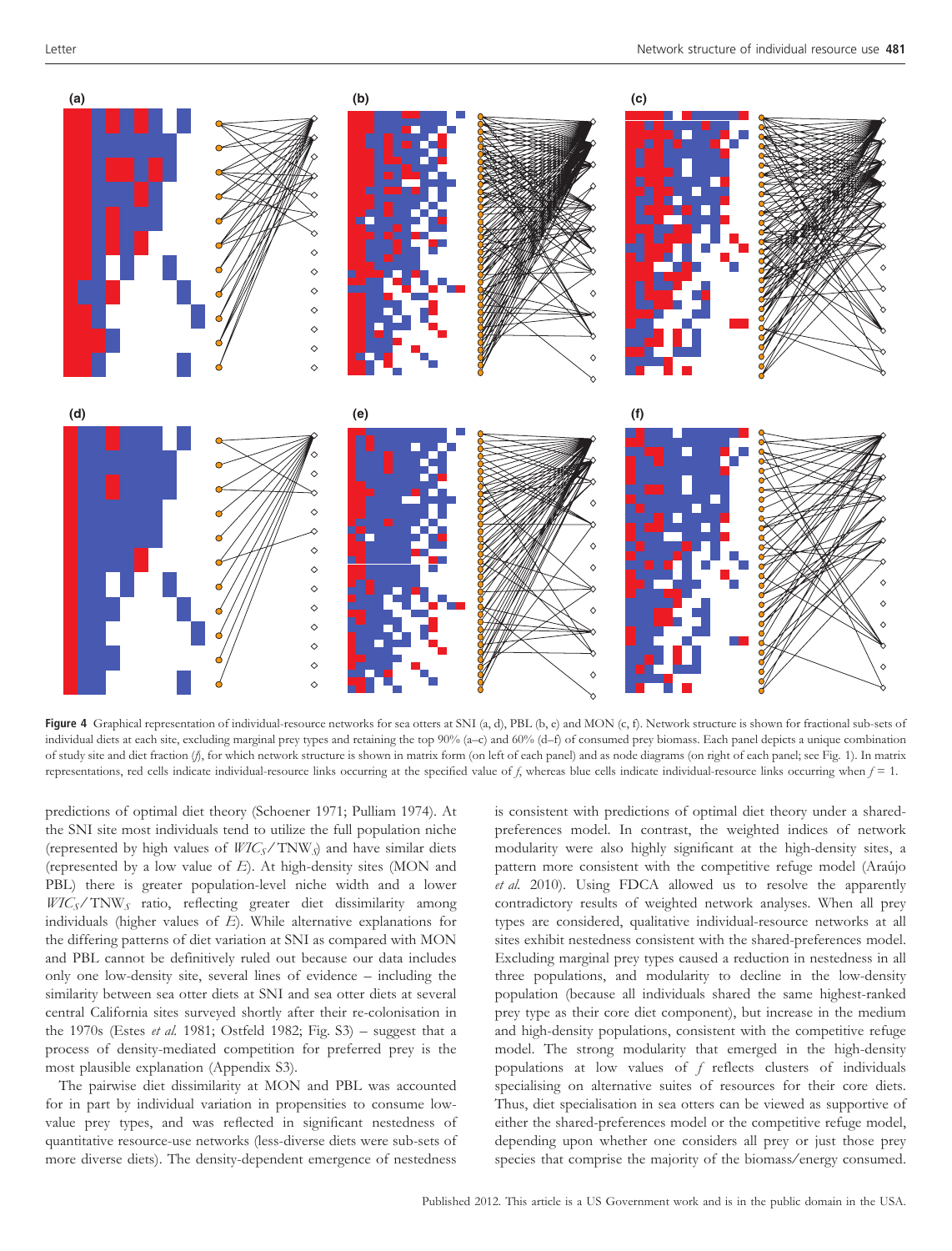**Figure 4** Graphical representation of individual-resource networks for sea otters at SNI (a, d), PBL (b, e) and MON (c, f). Network structure is shown for fractional sub-sets of individual diets at each site, excluding marginal prey types and retaining the top 90% (a–c) and 60% (d–f) of consumed prey biomass. Each panel depicts a unique combination of study site and diet fraction (*f*), for which network structure is shown in matrix form (on left of each panel) and as node diagrams (on right of each panel; see Fig. 1). In matrix representations, red cells indicate individual-resource links occurring at the specified value of *f*, whereas blue cells indicate individual-resource links occurring when $f = 1$.

predictions of optimal diet theory (Schoener 1971; Pulliam 1974). At the SNI site most individuals tend to utilize the full population niche (represented by high values of $WIC_S/TNW_S$) and have similar diets (represented by a low value of $E$). At high-density sites (MON and PBL) there is greater population-level niche width and a lower $WIC_S/TNW_S$ ratio, reflecting greater diet dissimilarity among individuals (higher values of $E$). While alternative explanations for the differing patterns of diet variation at SNI as compared with MON and PBL cannot be definitively ruled out because our data includes only one low-density site, several lines of evidence – including the similarity between sea otter diets at SNI and sea otter diets at several central California sites surveyed shortly after their re-colonisation in the 1970s (Estes *et al.* 1981; Ostfeld 1982; Fig. S3) – suggest that a process of density-mediated competition for preferred prey is the most plausible explanation (Appendix S3).

The pairwise diet dissimilarity at MON and PBL was accounted for in part by individual variation in propensities to consume low-value prey types, and was reflected in significant nestedness of quantitative resource-use networks (less-diverse diets were sub-sets of more diverse diets). The density-dependent emergence of nestedness is consistent with predictions of optimal diet theory under a shared-preferences model. In contrast, the weighted indices of network modularity were also highly significant at the high-density sites, a pattern more consistent with the competitive refuge model (Araújo *et al.* 2010). Using FDCA allowed us to resolve the apparently contradictory results of weighted network analyses. When all prey types are considered, qualitative individual-resource networks at all sites exhibit nestedness consistent with the shared-preferences model. Excluding marginal prey types caused a reduction in nestedness in all three populations, and modularity to decline in the low-density population (because all individuals shared the same highest-ranked prey type as their core diet component), but increase in the medium and high-density populations, consistent with the competitive refuge model. The strong modularity that emerged in the high-density populations at low values of $f$ reflects clusters of individuals specialising on alternative suites of resources for their core diets. Thus, diet specialisation in sea otters can be viewed as supportive of either the shared-preferences model or the competitive refuge model, depending upon whether one considers all prey or just those prey species that comprise the majority of the biomass/energy consumed.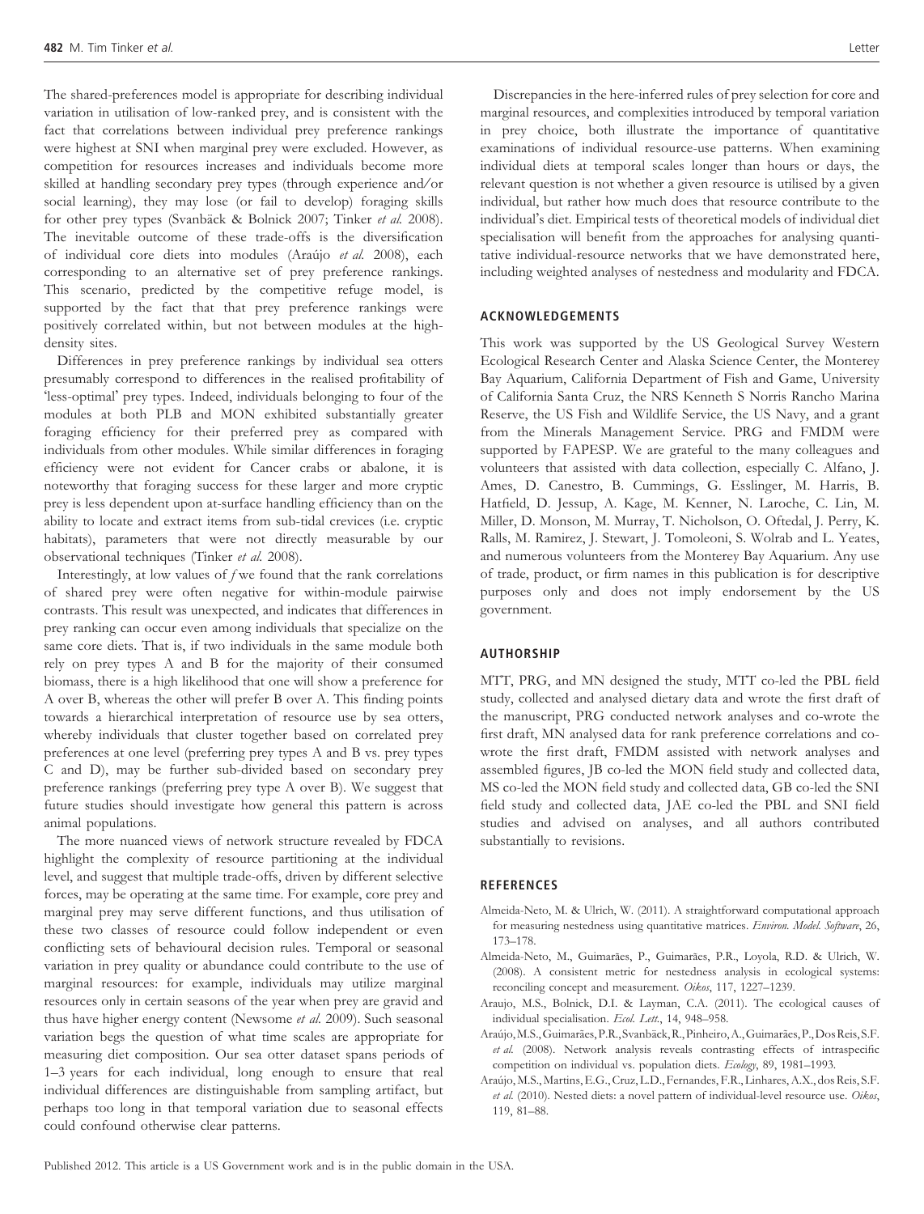The shared-preferences model is appropriate for describing individual variation in utilisation of low-ranked prey, and is consistent with the fact that correlations between individual prey preference rankings were highest at SNI when marginal prey were excluded. However, as competition for resources increases and individuals become more skilled at handling secondary prey types (through experience and/or social learning), they may lose (or fail to develop) foraging skills for other prey types (Svanbäck & Bolnick 2007; Tinker *et al.* 2008). The inevitable outcome of these trade-offs is the diversification of individual core diets into modules (Araújo *et al.* 2008), each corresponding to an alternative set of prey preference rankings. This scenario, predicted by the competitive refuge model, is supported by the fact that that prey preference rankings were positively correlated within, but not between modules at the high-density sites.

Differences in prey preference rankings by individual sea otters presumably correspond to differences in the realised profitability of 'less-optimal' prey types. Indeed, individuals belonging to four of the modules at both PLB and MON exhibited substantially greater foraging efficiency for their preferred prey as compared with individuals from other modules. While similar differences in foraging efficiency were not evident for Cancer crabs or abalone, it is noteworthy that foraging success for these larger and more cryptic prey is less dependent upon at-surface handling efficiency than on the ability to locate and extract items from sub-tidal crevices (i.e. cryptic habitats), parameters that were not directly measurable by our observational techniques (Tinker *et al.* 2008).

Interestingly, at low values of $f$ we found that the rank correlations of shared prey were often negative for within-module pairwise contrasts. This result was unexpected, and indicates that differences in prey ranking can occur even among individuals that specialize on the same core diets. That is, if two individuals in the same module both rely on prey types A and B for the majority of their consumed biomass, there is a high likelihood that one will show a preference for A over B, whereas the other will prefer B over A. This finding points towards a hierarchical interpretation of resource use by sea otters, whereby individuals that cluster together based on correlated prey preferences at one level (preferring prey types A and B vs. prey types C and D), may be further sub-divided based on secondary prey preference rankings (preferring prey type A over B). We suggest that future studies should investigate how general this pattern is across animal populations.

The more nuanced views of network structure revealed by FDCA highlight the complexity of resource partitioning at the individual level, and suggest that multiple trade-offs, driven by different selective forces, may be operating at the same time. For example, core prey and marginal prey may serve different functions, and thus utilisation of these two classes of resource could follow independent or even conflicting sets of behavioural decision rules. Temporal or seasonal variation in prey quality or abundance could contribute to the use of marginal resources: for example, individuals may utilize marginal resources only in certain seasons of the year when prey are gravid and thus have higher energy content (Newsome *et al.* 2009). Such seasonal variation begs the question of what time scales are appropriate for measuring diet composition. Our sea otter dataset spans periods of 1–3 years for each individual, long enough to ensure that real individual differences are distinguishable from sampling artifact, but perhaps too long in that temporal variation due to seasonal effects could confound otherwise clear patterns.

Discrepancies in the here-inferred rules of prey selection for core and marginal resources, and complexities introduced by temporal variation in prey choice, both illustrate the importance of quantitative examinations of individual resource-use patterns. When examining individual diets at temporal scales longer than hours or days, the relevant question is not whether a given resource is utilised by a given individual, but rather how much does that resource contribute to the individual's diet. Empirical tests of theoretical models of individual diet specialisation will benefit from the approaches for analysing quantitative individual-resource networks that we have demonstrated here, including weighted analyses of nestedness and modularity and FDCA.

## ACKNOWLEDGEMENTS

This work was supported by the US Geological Survey Western Ecological Research Center and Alaska Science Center, the Monterey Bay Aquarium, California Department of Fish and Game, University of California Santa Cruz, the NRS Kenneth S Norris Rancho Marina Reserve, the US Fish and Wildlife Service, the US Navy, and a grant from the Minerals Management Service. PRG and FMDM were supported by FAPESP. We are grateful to the many colleagues and volunteers that assisted with data collection, especially C. Alfano, J. Ames, D. Canestro, B. Cummings, G. Esslinger, M. Harris, B. Hatfield, D. Jessup, A. Kage, M. Kenner, N. Laroche, C. Lin, M. Miller, D. Monson, M. Murray, T. Nicholson, O. Oftedal, J. Perry, K. Ralls, M. Ramirez, J. Stewart, J. Tomoleoni, S. Wolrab and L. Yeates, and numerous volunteers from the Monterey Bay Aquarium. Any use of trade, product, or firm names in this publication is for descriptive purposes only and does not imply endorsement by the US government.

## AUTHORSHIP

MTT, PRG, and MN designed the study, MTT co-led the PBL field study, collected and analysed dietary data and wrote the first draft of the manuscript, PRG conducted network analyses and co-wrote the first draft, MN analysed data for rank preference correlations and co-wrote the first draft, FMDM assisted with network analyses and assembled figures, JB co-led the MON field study and collected data, MS co-led the MON field study and collected data, GB co-led the SNI field study and collected data, JAE co-led the PBL and SNI field studies and advised on analyses, and all authors contributed substantially to revisions.

## REFERENCES

Almeida-Neto, M. & Ulrich, W. (2011). A straightforward computational approach for measuring nestedness using quantitative matrices. *Environ. Model. Software*, 26, 173–178.

Almeida-Neto, M., Guimarães, P., Guimarães, P.R., Loyola, R.D. & Ulrich, W. (2008). A consistent metric for nestedness analysis in ecological systems: reconciling concept and measurement. *Oikos*, 117, 1227–1239.

Araujo, M.S., Bolnick, D.I. & Layman, C.A. (2011). The ecological causes of individual specialisation. *Ecol. Lett.*, 14, 948–958.

Araújo, M.S., Guimarães, P.R., Svanbäck, R., Pinheiro, A., Guimarães, P., Dos Reis, S.F. *et al.* (2008). Network analysis reveals contrasting effects of intraspecific competition on individual vs. population diets. *Ecology*, 89, 1981–1993.

Araújo, M.S., Martins, E.G., Cruz, L.D., Fernandes, F.R., Linhares, A.X., dos Reis, S.F. *et al.* (2010). Nested diets: a novel pattern of individual-level resource use. *Oikos*, 119, 81–88.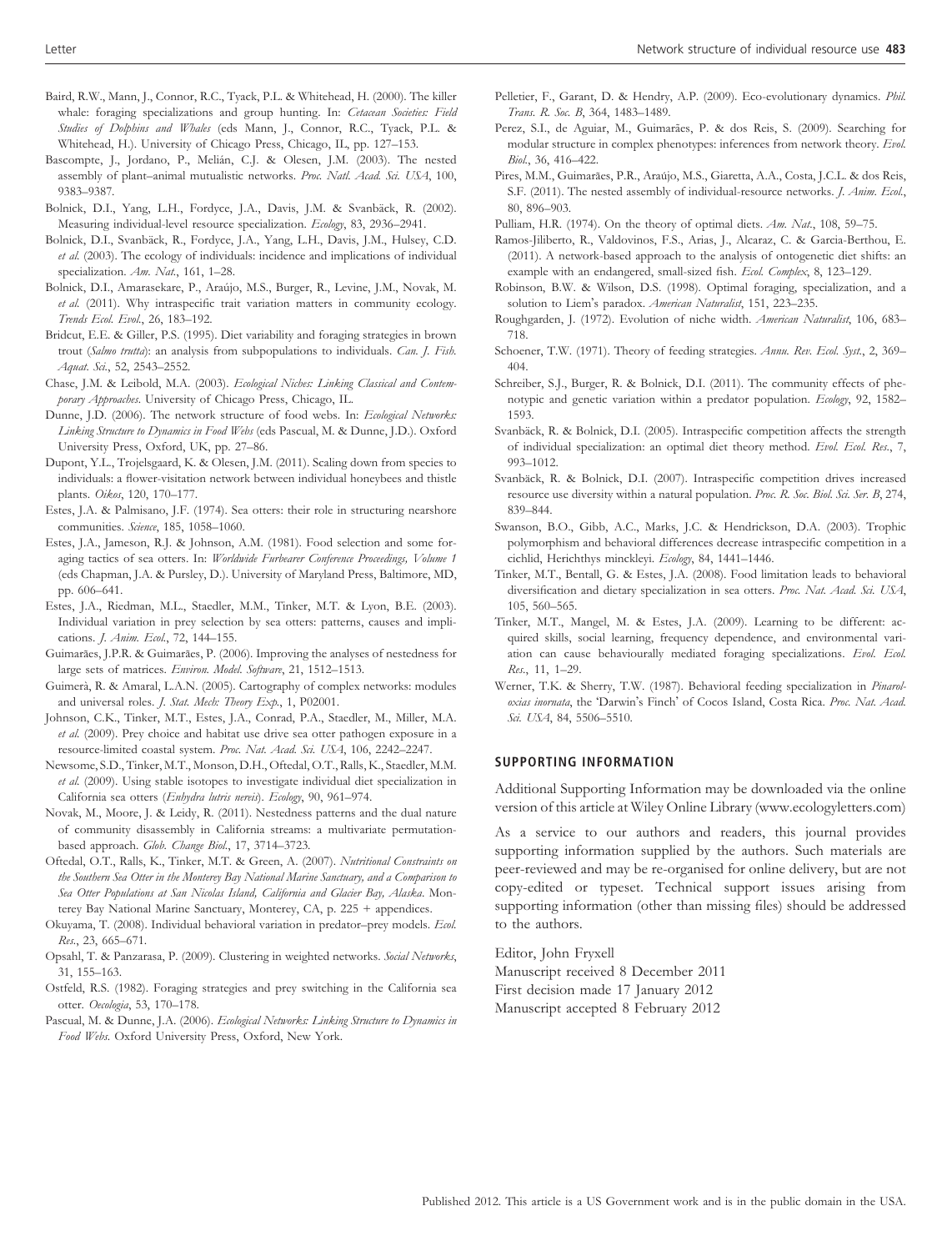Baird, R.W., Mann, J., Connor, R.C., Tyack, P.L. & Whitehead, H. (2000). The killer whale: foraging specializations and group hunting. In: *Cetacean Societies: Field Studies of Dolphins and Whales* (eds Mann, J., Connor, R.C., Tyack, P.L. & Whitehead, H.). University of Chicago Press, Chicago, IL, pp. 127–153.

Bascompte, J., Jordano, P., Melián, C.J. & Olesen, J.M. (2003). The nested assembly of plant–animal mutualistic networks. *Proc. Natl. Acad. Sci. USA*, 100, 9383–9387.

Bolnick, D.I., Yang, L.H., Fordyce, J.A., Davis, J.M. & Svanbäck, R. (2002). Measuring individual-level resource specialization. *Ecology*, 83, 2936–2941.

Bolnick, D.I., Svanbäck, R., Fordyce, J.A., Yang, L.H., Davis, J.M., Hulsey, C.D. *et al.* (2003). The ecology of individuals: incidence and implications of individual specialization. *Am. Nat.*, 161, 1–28.

Bolnick, D.I., Amarasekare, P., Araújo, M.S., Burger, R., Levine, J.M., Novak, M. *et al.* (2011). Why intraspecific trait variation matters in community ecology. *Trends Ecol. Evol.*, 26, 183–192.

Bridcut, E.E. & Giller, P.S. (1995). Diet variability and foraging strategies in brown trout (*Salmo trutta*): an analysis from subpopulations to individuals. *Can. J. Fish. Aquat. Sci.*, 52, 2543–2552.

Chase, J.M. & Leibold, M.A. (2003). *Ecological Niches: Linking Classical and Contemporary Approaches*. University of Chicago Press, Chicago, IL.

Dunne, J.D. (2006). The network structure of food webs. In: *Ecological Networks: Linking Structure to Dynamics in Food Webs* (eds Pascual, M. & Dunne, J.D.). Oxford University Press, Oxford, UK, pp. 27–86.

Dupont, Y.L., Trojelsgaard, K. & Olesen, J.M. (2011). Scaling down from species to individuals: a flower-visitation network between individual honeybees and thistle plants. *Oikos*, 120, 170–177.

Estes, J.A. & Palmisano, J.F. (1974). Sea otters: their role in structuring nearshore communities. *Science*, 185, 1058–1060.

Estes, J.A., Jameson, R.J. & Johnson, A.M. (1981). Food selection and some foraging tactics of sea otters. In: *Worldwide Furbearer Conference Proceedings, Volume 1* (eds Chapman, J.A. & Pursley, D.). University of Maryland Press, Baltimore, MD, pp. 606–641.

Estes, J.A., Riedman, M.L., Staedler, M.M., Tinker, M.T. & Lyon, B.E. (2003). Individual variation in prey selection by sea otters: patterns, causes and implications. *J. Anim. Ecol.*, 72, 144–155.

Guimarães, J.P.R. & Guimarães, P. (2006). Improving the analyses of nestedness for large sets of matrices. *Environ. Model. Software*, 21, 1512–1513.

Guimerà, R. & Amaral, L.A.N. (2005). Cartography of complex networks: modules and universal roles. *J. Stat. Mech: Theory Exp.*, 1, P02001.

Johnson, C.K., Tinker, M.T., Estes, J.A., Conrad, P.A., Staedler, M., Miller, M.A. *et al.* (2009). Prey choice and habitat use drive sea otter pathogen exposure in a resource-limited coastal system. *Proc. Nat. Acad. Sci. USA*, 106, 2242–2247.

Newsome, S.D., Tinker, M.T., Monson, D.H., Oftedal, O.T., Ralls, K., Staedler, M.M. *et al.* (2009). Using stable isotopes to investigate individual diet specialization in California sea otters (*Enhydra lutris nereis*). *Ecology*, 90, 961–974.

Novak, M., Moore, J. & Leidy, R. (2011). Nestedness patterns and the dual nature of community disassembly in California streams: a multivariate permutation-based approach. *Glob. Change Biol.*, 17, 3714–3723.

Oftedal, O.T., Ralls, K., Tinker, M.T. & Green, A. (2007). *Nutritional Constraints on the Southern Sea Otter in the Monterey Bay National Marine Sanctuary, and a Comparison to Sea Otter Populations at San Nicolas Island, California and Glacier Bay, Alaska*. Monterey Bay National Marine Sanctuary, Monterey, CA, p. 225 + appendices.

Okuyama, T. (2008). Individual behavioral variation in predator–prey models. *Ecol. Res.*, 23, 665–671.

Opsahl, T. & Panzarasa, P. (2009). Clustering in weighted networks. *Social Networks*, 31, 155–163.

Ostfeld, R.S. (1982). Foraging strategies and prey switching in the California sea otter. *Oecologia*, 53, 170–178.

Pascual, M. & Dunne, J.A. (2006). *Ecological Networks: Linking Structure to Dynamics in Food Webs*. Oxford University Press, Oxford, New York.

Pelletier, F., Garant, D. & Hendry, A.P. (2009). Eco-evolutionary dynamics. *Phil. Trans. R. Soc. B*, 364, 1483–1489.

Perez, S.I., de Aguiar, M., Guimarães, P. & dos Reis, S. (2009). Searching for modular structure in complex phenotypes: inferences from network theory. *Evol. Biol.*, 36, 416–422.

Pires, M.M., Guimarães, P.R., Araújo, M.S., Giaretta, A.A., Costa, J.C.L. & dos Reis, S.F. (2011). The nested assembly of individual-resource networks. *J. Anim. Ecol.*, 80, 896–903.

Pulliam, H.R. (1974). On the theory of optimal diets. *Am. Nat.*, 108, 59–75.

Ramos-Jiliberto, R., Valdovinos, F.S., Arias, J., Alcaraz, C. & Garcia-Berthou, E. (2011). A network-based approach to the analysis of ontogenetic diet shifts: an example with an endangered, small-sized fish. *Ecol. Complex*, 8, 123–129.

Robinson, B.W. & Wilson, D.S. (1998). Optimal foraging, specialization, and a solution to Liem's paradox. *American Naturalist*, 151, 223–235.

Roughgarden, J. (1972). Evolution of niche width. *American Naturalist*, 106, 683–718.

Schoener, T.W. (1971). Theory of feeding strategies. *Annu. Rev. Ecol. Syst.*, 2, 369–404.

Schreiber, S.J., Burger, R. & Bolnick, D.I. (2011). The community effects of phenotypic and genetic variation within a predator population. *Ecology*, 92, 1582–1593.

Svanbäck, R. & Bolnick, D.I. (2005). Intraspecific competition affects the strength of individual specialization: an optimal diet theory method. *Evol. Ecol. Res.*, 7, 993–1012.

Svanbäck, R. & Bolnick, D.I. (2007). Intraspecific competition drives increased resource use diversity within a natural population. *Proc. R. Soc. Biol. Sci. Ser. B*, 274, 839–844.

Swanson, B.O., Gibb, A.C., Marks, J.C. & Hendrickson, D.A. (2003). Trophic polymorphism and behavioral differences decrease intraspecific competition in a cichlid, Herichthys minckleyi. *Ecology*, 84, 1441–1446.

Tinker, M.T., Bentall, G. & Estes, J.A. (2008). Food limitation leads to behavioral diversification and dietary specialization in sea otters. *Proc. Nat. Acad. Sci. USA*, 105, 560–565.

Tinker, M.T., Mangel, M. & Estes, J.A. (2009). Learning to be different: acquired skills, social learning, frequency dependence, and environmental variation can cause behaviourally mediated foraging specializations. *Evol. Ecol. Res.*, 11, 1–29.

Werner, T.K. & Sherry, T.W. (1987). Behavioral feeding specialization in *Pinaroloxias inornata*, the 'Darwin's Finch' of Cocos Island, Costa Rica. *Proc. Nat. Acad. Sci. USA*, 84, 5506–5510.

## SUPPORTING INFORMATION

Additional Supporting Information may be downloaded via the online version of this article at Wiley Online Library (www.ecologyletters.com)

As a service to our authors and readers, this journal provides supporting information supplied by the authors. Such materials are peer-reviewed and may be re-organised for online delivery, but are not copy-edited or typeset. Technical support issues arising from supporting information (other than missing files) should be addressed to the authors.

Editor, John Fryxell
Manuscript received 8 December 2011
First decision made 17 January 2012
Manuscript accepted 8 February 2012

Published 2012. This article is a US Government work and is in the public domain in the USA.